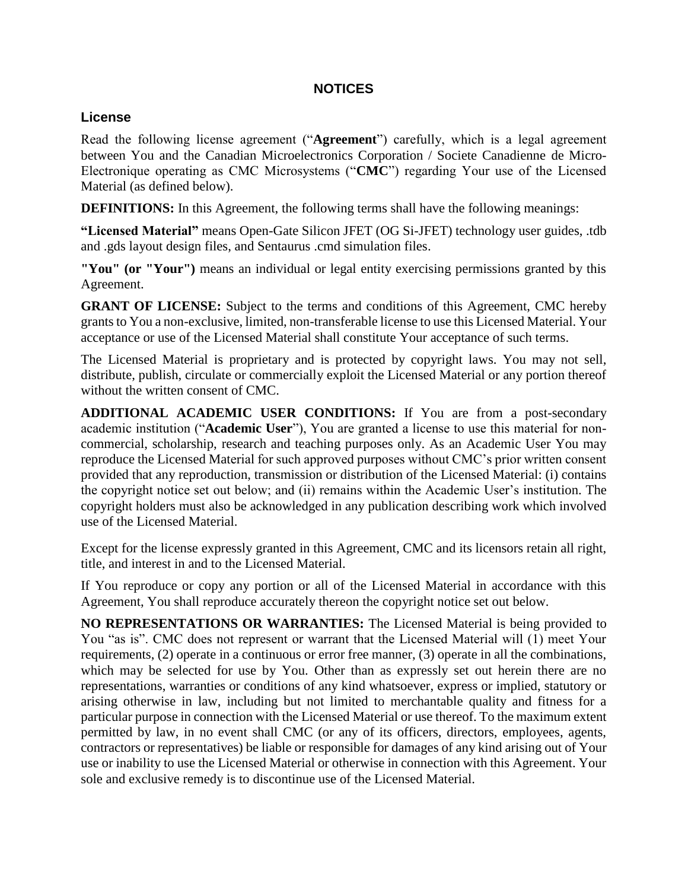# NOTICES

## License

Read the following license agreement ("**Agreement**") carefully, which is a legal agreement between You and the Canadian Microelectronics Corporation / Societe Canadienne de Micro-Electronique operating as CMC Microsystems ("**CMC**") regarding Your use of the Licensed Material (as defined below).

**DEFINITIONS:** In this Agreement, the following terms shall have the following meanings:

**"Licensed Material"** means Open-Gate Silicon JFET (OG Si-JFET) technology user guides, .tdb and .gds layout design files, and Sentaurus .cmd simulation files.

**"You" (or "Your")** means an individual or legal entity exercising permissions granted by this Agreement.

**GRANT OF LICENSE:** Subject to the terms and conditions of this Agreement, CMC hereby grants to You a non-exclusive, limited, non-transferable license to use this Licensed Material. Your acceptance or use of the Licensed Material shall constitute Your acceptance of such terms.

The Licensed Material is proprietary and is protected by copyright laws. You may not sell, distribute, publish, circulate or commercially exploit the Licensed Material or any portion thereof without the written consent of CMC.

**ADDITIONAL ACADEMIC USER CONDITIONS:** If You are from a post-secondary academic institution ("**Academic User**"), You are granted a license to use this material for non-commercial, scholarship, research and teaching purposes only. As an Academic User You may reproduce the Licensed Material for such approved purposes without CMC's prior written consent provided that any reproduction, transmission or distribution of the Licensed Material: (i) contains the copyright notice set out below; and (ii) remains within the Academic User's institution. The copyright holders must also be acknowledged in any publication describing work which involved use of the Licensed Material.

Except for the license expressly granted in this Agreement, CMC and its licensors retain all right, title, and interest in and to the Licensed Material.

If You reproduce or copy any portion or all of the Licensed Material in accordance with this Agreement, You shall reproduce accurately thereon the copyright notice set out below.

**NO REPRESENTATIONS OR WARRANTIES:** The Licensed Material is being provided to You "as is". CMC does not represent or warrant that the Licensed Material will (1) meet Your requirements, (2) operate in a continuous or error free manner, (3) operate in all the combinations, which may be selected for use by You. Other than as expressly set out herein there are no representations, warranties or conditions of any kind whatsoever, express or implied, statutory or arising otherwise in law, including but not limited to merchantable quality and fitness for a particular purpose in connection with the Licensed Material or use thereof. To the maximum extent permitted by law, in no event shall CMC (or any of its officers, directors, employees, agents, contractors or representatives) be liable or responsible for damages of any kind arising out of Your use or inability to use the Licensed Material or otherwise in connection with this Agreement. Your sole and exclusive remedy is to discontinue use of the Licensed Material.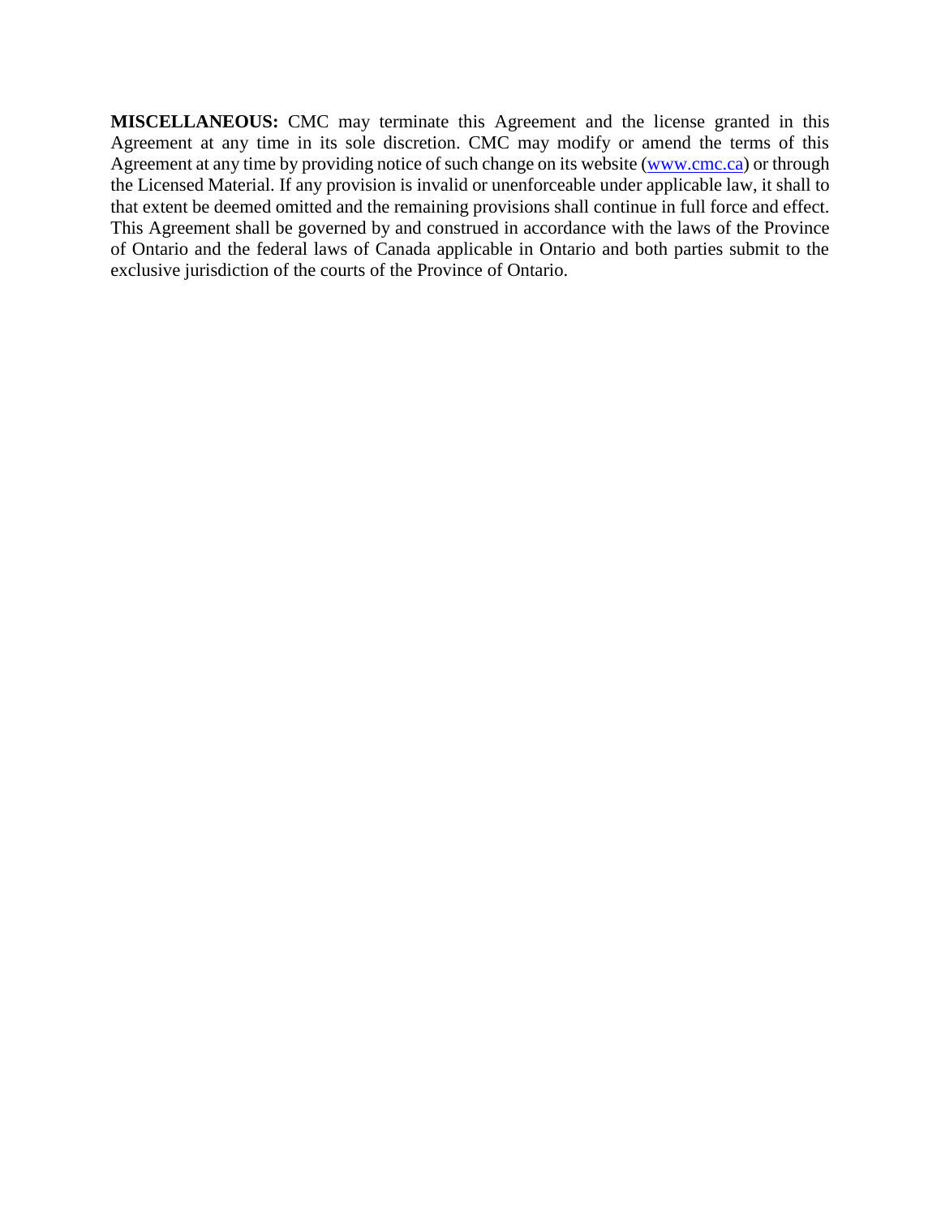**MISCELLANEOUS:** CMC may terminate this Agreement and the license granted in this Agreement at any time in its sole discretion. CMC may modify or amend the terms of this Agreement at any time by providing notice of such change on its website (www.cmc.ca) or through the Licensed Material. If any provision is invalid or unenforceable under applicable law, it shall to that extent be deemed omitted and the remaining provisions shall continue in full force and effect. This Agreement shall be governed by and construed in accordance with the laws of the Province of Ontario and the federal laws of Canada applicable in Ontario and both parties submit to the exclusive jurisdiction of the courts of the Province of Ontario.